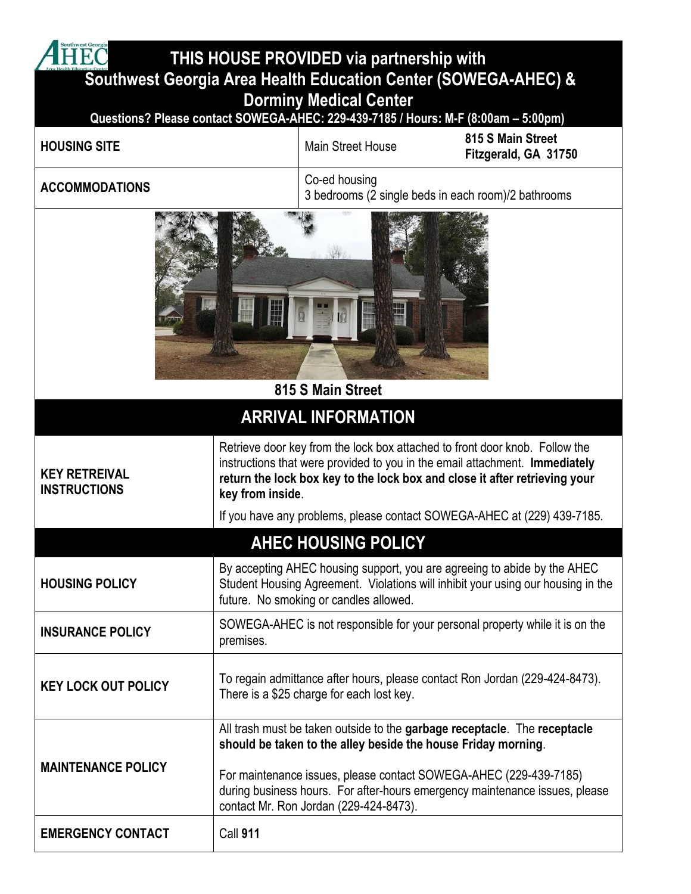# THIS HOUSE PROVIDED via partnership with Southwest Georgia Area Health Education Center (SOWEGA-AHEC) & Dorminy Medical Center

**Questions? Please contact SOWEGA-AHEC: 229-439-7185 / Hours: M-F (8:00am – 5:00pm)**

| | | |
|---|---|---|
| **HOUSING SITE** | Main Street House | **815 S Main Street Fitzgerald, GA 31750** |
| **ACCOMMODATIONS** | Co-ed housing<br>3 bedrooms (2 single beds in each room)/2 bathrooms | |

**815 S Main Street**

## ARRIVAL INFORMATION

| | |
|---|---|
| **KEY RETREIVAL INSTRUCTIONS** | Retrieve door key from the lock box attached to front door knob. Follow the instructions that were provided to you in the email attachment. **Immediately return the lock box key to the lock box and close it after retrieving your key from inside**.<br>If you have any problems, please contact SOWEGA-AHEC at (229) 439-7185. |

## AHEC HOUSING POLICY

| | |
|---|---|
| **HOUSING POLICY** | By accepting AHEC housing support, you are agreeing to abide by the AHEC Student Housing Agreement. Violations will inhibit your using our housing in the future. No smoking or candles allowed. |
| **INSURANCE POLICY** | SOWEGA-AHEC is not responsible for your personal property while it is on the premises. |
| **KEY LOCK OUT POLICY** | To regain admittance after hours, please contact Ron Jordan (229-424-8473). There is a $25 charge for each lost key. |
| **MAINTENANCE POLICY** | All trash must be taken outside to the **garbage receptacle**. The **receptacle should be taken to the alley beside the house Friday morning**.<br>For maintenance issues, please contact SOWEGA-AHEC (229-439-7185) during business hours. For after-hours emergency maintenance issues, please contact Mr. Ron Jordan (229-424-8473). |
| **EMERGENCY CONTACT** | Call **911** |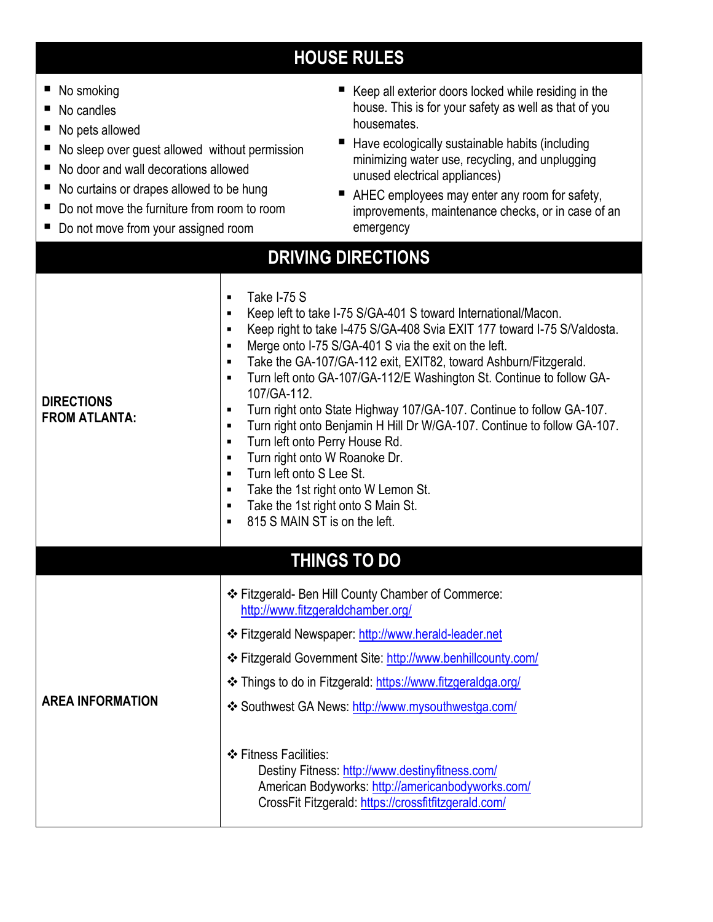## HOUSE RULES

- No smoking
- No candles
- No pets allowed
- No sleep over guest allowed  without permission
- No door and wall decorations allowed
- No curtains or drapes allowed to be hung
- Do not move the furniture from room to room
- Do not move from your assigned room
- Keep all exterior doors locked while residing in the house. This is for your safety as well as that of you housemates.
- Have ecologically sustainable habits (including minimizing water use, recycling, and unplugging unused electrical appliances)
- AHEC employees may enter any room for safety, improvements, maintenance checks, or in case of an emergency

## DRIVING DIRECTIONS

**DIRECTIONS FROM ATLANTA:**

- Take I-75 S
- Keep left to take I-75 S/GA-401 S toward International/Macon.
- Keep right to take I-475 S/GA-408 Svia EXIT 177 toward I-75 S/Valdosta.
- Merge onto I-75 S/GA-401 S via the exit on the left.
- Take the GA-107/GA-112 exit, EXIT82, toward Ashburn/Fitzgerald.
- Turn left onto GA-107/GA-112/E Washington St. Continue to follow GA-107/GA-112.
- Turn right onto State Highway 107/GA-107. Continue to follow GA-107.
- Turn right onto Benjamin H Hill Dr W/GA-107. Continue to follow GA-107.
- Turn left onto Perry House Rd.
- Turn right onto W Roanoke Dr.
- Turn left onto S Lee St.
- Take the 1st right onto W Lemon St.
- Take the 1st right onto S Main St.
- 815 S MAIN ST is on the left.

## THINGS TO DO

**AREA INFORMATION**

- Fitzgerald- Ben Hill County Chamber of Commerce: http://www.fitzgeraldchamber.org/
- Fitzgerald Newspaper: http://www.herald-leader.net
- Fitzgerald Government Site: http://www.benhillcounty.com/
- Things to do in Fitzgerald: https://www.fitzgeraldga.org/
- Southwest GA News: http://www.mysouthwestga.com/
- Fitness Facilities:
  - Destiny Fitness: http://www.destinyfitness.com/
  - American Bodyworks: http://americanbodyworks.com/
  - CrossFit Fitzgerald: https://crossfitfitzgerald.com/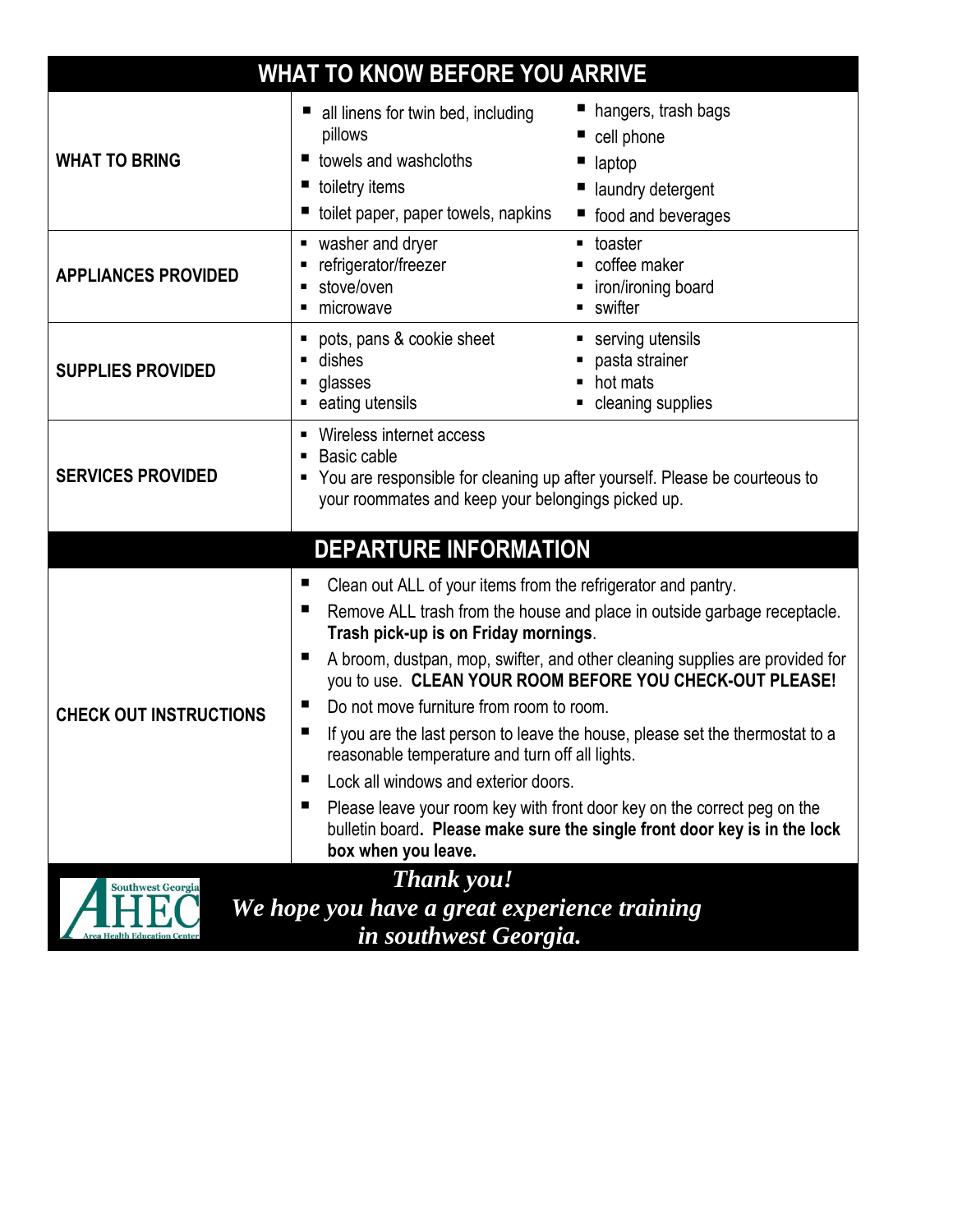## WHAT TO KNOW BEFORE YOU ARRIVE

| | | |
|---|---|---|
| **WHAT TO BRING** | ▪ all linens for twin bed, including pillows<br>▪ towels and washcloths<br>▪ toiletry items<br>▪ toilet paper, paper towels, napkins | ▪ hangers, trash bags<br>▪ cell phone<br>▪ laptop<br>▪ laundry detergent<br>▪ food and beverages |
| **APPLIANCES PROVIDED** | ▪ washer and dryer<br>▪ refrigerator/freezer<br>▪ stove/oven<br>▪ microwave | ▪ toaster<br>▪ coffee maker<br>▪ iron/ironing board<br>▪ swifter |
| **SUPPLIES PROVIDED** | ▪ pots, pans & cookie sheet<br>▪ dishes<br>▪ glasses<br>▪ eating utensils | ▪ serving utensils<br>▪ pasta strainer<br>▪ hot mats<br>▪ cleaning supplies |
| **SERVICES PROVIDED** | ▪ Wireless internet access<br>▪ Basic cable<br>▪ You are responsible for cleaning up after yourself. Please be courteous to your roommates and keep your belongings picked up. | |

## DEPARTURE INFORMATION

| | |
|---|---|
| **CHECK OUT INSTRUCTIONS** | ▪ Clean out ALL of your items from the refrigerator and pantry.<br>▪ Remove ALL trash from the house and place in outside garbage receptacle. **Trash pick-up is on Friday mornings**.<br>▪ A broom, dustpan, mop, swifter, and other cleaning supplies are provided for you to use. **CLEAN YOUR ROOM BEFORE YOU CHECK-OUT PLEASE!**<br>▪ Do not move furniture from room to room.<br>▪ If you are the last person to leave the house, please set the thermostat to a reasonable temperature and turn off all lights.<br>▪ Lock all windows and exterior doors.<br>▪ Please leave your room key with front door key on the correct peg on the bulletin board**. Please make sure the single front door key is in the lock box when you leave.** |

Southwest Georgia AHEC Area Health Education Center

***Thank you!***

***We hope you have a great experience training in southwest Georgia.***